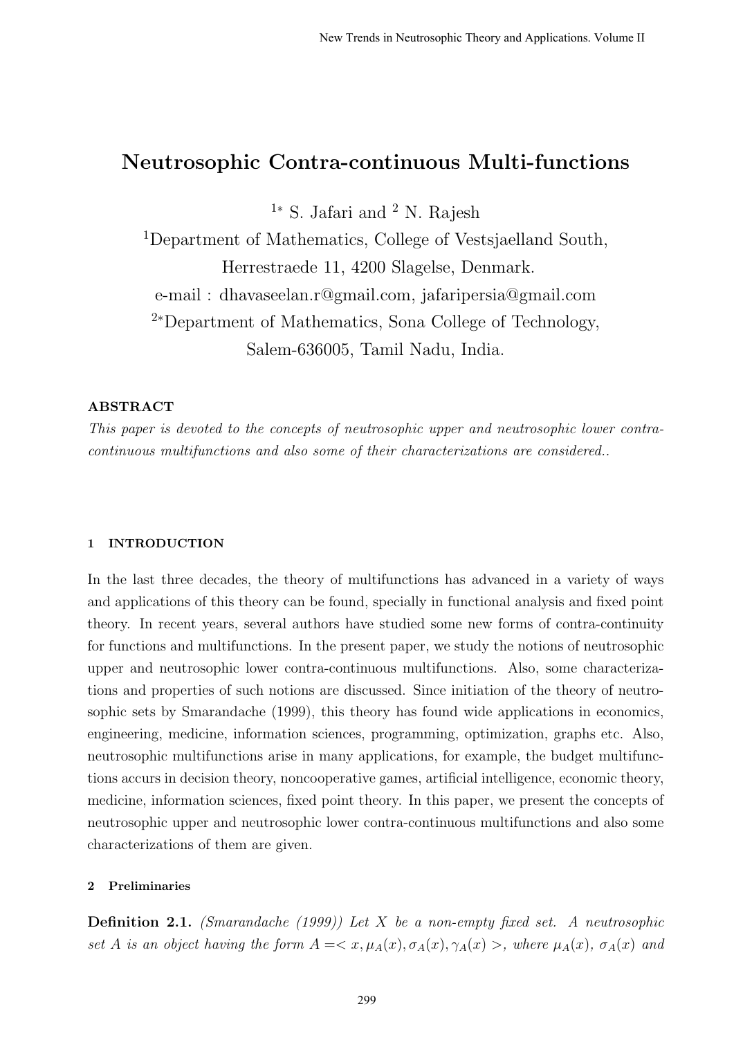# Neutrosophic Contra-continuous Multi-functions

[1*] S. Jafari and [2] N. Rajesh

[1]Department of Mathematics, College of Vestsjaelland South,
Herrestraede 11, 4200 Slagelse, Denmark.
e-mail : dhavaseelan.r@gmail.com, jafaripersia@gmail.com

[2*]Department of Mathematics, Sona College of Technology,
Salem-636005, Tamil Nadu, India.

**ABSTRACT**

*This paper is devoted to the concepts of neutrosophic upper and neutrosophic lower contra-continuous multifunctions and also some of their characterizations are considered..*

## 1 INTRODUCTION

In the last three decades, the theory of multifunctions has advanced in a variety of ways and applications of this theory can be found, specially in functional analysis and fixed point theory. In recent years, several authors have studied some new forms of contra-continuity for functions and multifunctions. In the present paper, we study the notions of neutrosophic upper and neutrosophic lower contra-continuous multifunctions. Also, some characterizations and properties of such notions are discussed. Since initiation of the theory of neutrosophic sets by Smarandache (1999), this theory has found wide applications in economics, engineering, medicine, information sciences, programming, optimization, graphs etc. Also, neutrosophic multifunctions arise in many applications, for example, the budget multifunctions accurs in decision theory, noncooperative games, artificial intelligence, economic theory, medicine, information sciences, fixed point theory. In this paper, we present the concepts of neutrosophic upper and neutrosophic lower contra-continuous multifunctions and also some characterizations of them are given.

## 2 Preliminaries

**Definition 2.1.** *(Smarandache (1999)) Let $X$ be a non-empty fixed set. A neutrosophic set $A$ is an object having the form $A = < x, \mu_A(x), \sigma_A(x), \gamma_A(x) >$, where $\mu_A(x)$, $\sigma_A(x)$ and*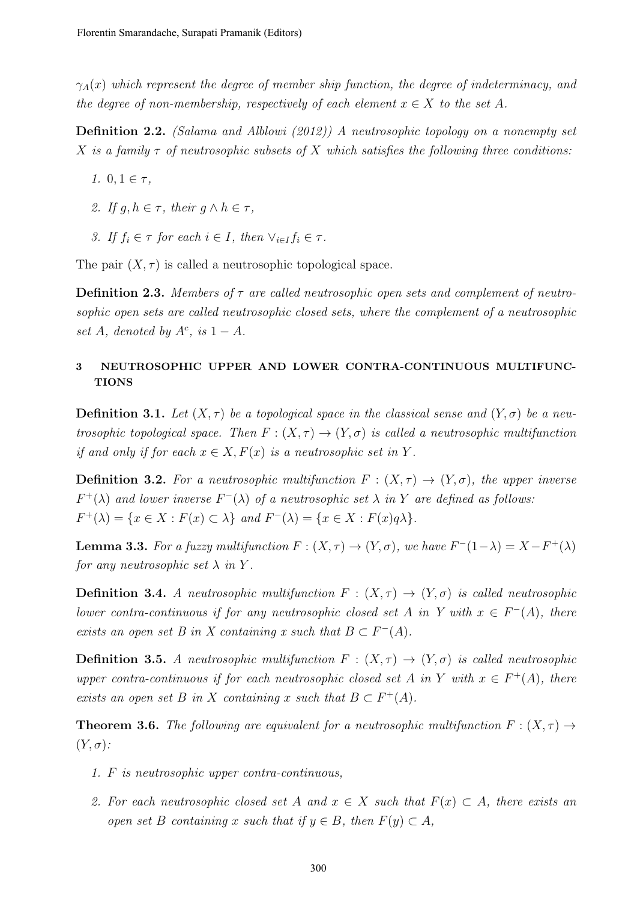$\gamma_A(x)$ *which represent the degree of member ship function, the degree of indeterminacy, and the degree of non-membership, respectively of each element* $x \in X$ *to the set* $A$.

**Definition 2.2.** *(Salama and Alblowi (2012)) A neutrosophic topology on a nonempty set* $X$ *is a family* $\tau$ *of neutrosophic subsets of* $X$ *which satisfies the following three conditions:*

1. $0, 1 \in \tau$,
2. *If* $g, h \in \tau$, *their* $g \wedge h \in \tau$,
3. *If* $f_i \in \tau$ *for each* $i \in I$, *then* $\vee_{i \in I} f_i \in \tau$.

The pair $(X, \tau)$ is called a neutrosophic topological space.

**Definition 2.3.** *Members of* $\tau$ *are called neutrosophic open sets and complement of neutrosophic open sets are called neutrosophic closed sets, where the complement of a neutrosophic set* $A$, *denoted by* $A^c$, *is* $1 - A$.

## 3 NEUTROSOPHIC UPPER AND LOWER CONTRA-CONTINUOUS MULTIFUNCTIONS

**Definition 3.1.** *Let* $(X, \tau)$ *be a topological space in the classical sense and* $(Y, \sigma)$ *be a neutrosophic topological space. Then* $F : (X, \tau) \to (Y, \sigma)$ *is called a neutrosophic multifunction if and only if for each* $x \in X, F(x)$ *is a neutrosophic set in* $Y$.

**Definition 3.2.** *For a neutrosophic multifunction* $F : (X, \tau) \to (Y, \sigma)$, *the upper inverse* $F^+(\lambda)$ *and lower inverse* $F^-(\lambda)$ *of a neutrosophic set* $\lambda$ *in* $Y$ *are defined as follows:*
$F^+(\lambda) = \{x \in X : F(x) \subset \lambda\}$ *and* $F^-(\lambda) = \{x \in X : F(x) q \lambda\}$.

**Lemma 3.3.** *For a fuzzy multifunction* $F : (X, \tau) \to (Y, \sigma)$, *we have* $F^-(1-\lambda) = X - F^+(\lambda)$ *for any neutrosophic set* $\lambda$ *in* $Y$.

**Definition 3.4.** *A neutrosophic multifunction* $F : (X, \tau) \to (Y, \sigma)$ *is called neutrosophic lower contra-continuous if for any neutrosophic closed set* $A$ *in* $Y$ *with* $x \in F^-(A)$, *there exists an open set* $B$ *in* $X$ *containing* $x$ *such that* $B \subset F^-(A)$.

**Definition 3.5.** *A neutrosophic multifunction* $F : (X, \tau) \to (Y, \sigma)$ *is called neutrosophic upper contra-continuous if for each neutrosophic closed set* $A$ *in* $Y$ *with* $x \in F^+(A)$, *there exists an open set* $B$ *in* $X$ *containing* $x$ *such that* $B \subset F^+(A)$.

**Theorem 3.6.** *The following are equivalent for a neutrosophic multifunction* $F : (X, \tau) \to (Y, \sigma)$:

1. $F$ *is neutrosophic upper contra-continuous,*
2. *For each neutrosophic closed set* $A$ *and* $x \in X$ *such that* $F(x) \subset A$, *there exists an open set* $B$ *containing* $x$ *such that if* $y \in B$, *then* $F(y) \subset A$,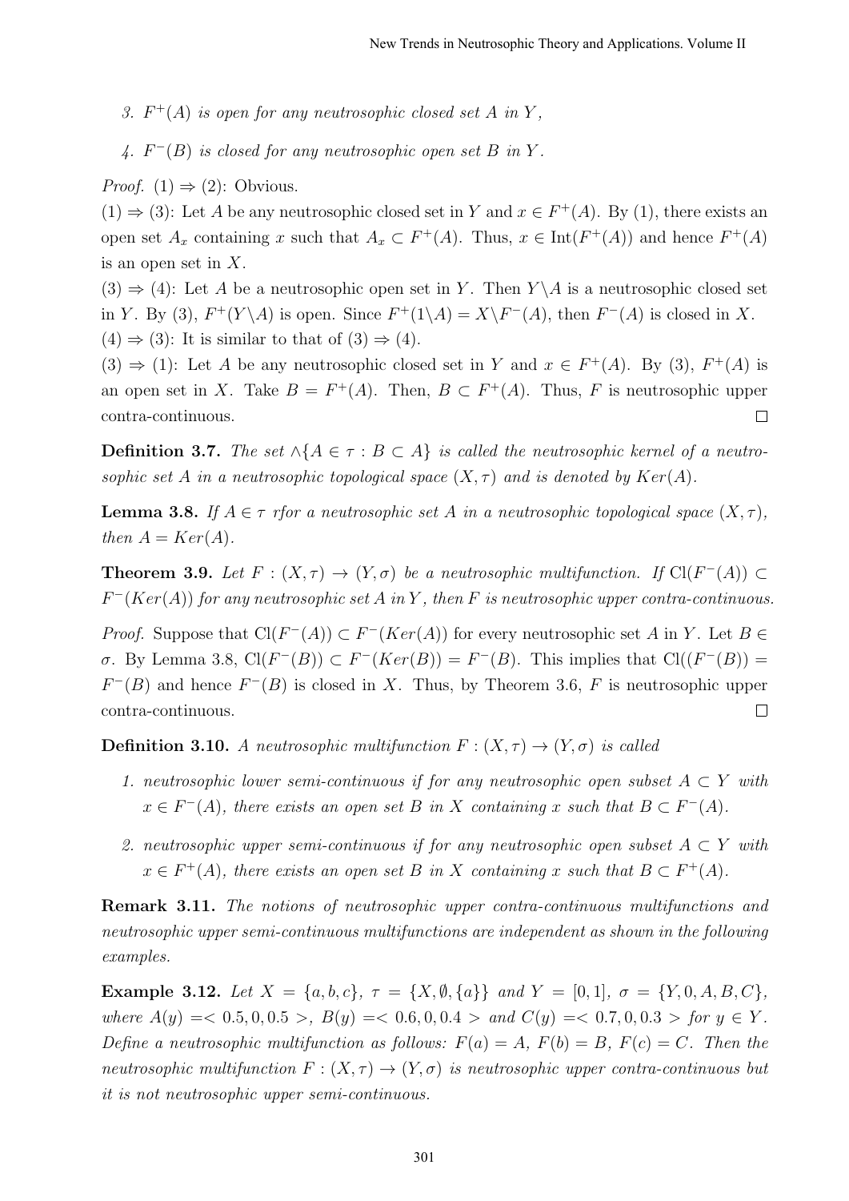3. $F^+(A)$ *is open for any neutrosophic closed set* $A$ *in* $Y$,

4. $F^-(B)$ *is closed for any neutrosophic open set* $B$ *in* $Y$.

*Proof.* (1) $\Rightarrow$ (2): Obvious.

(1) $\Rightarrow$ (3): Let $A$ be any neutrosophic closed set in $Y$ and $x \in F^+(A)$. By (1), there exists an open set $A_x$ containing $x$ such that $A_x \subset F^+(A)$. Thus, $x \in \text{Int}(F^+(A))$ and hence $F^+(A)$ is an open set in $X$.

(3) $\Rightarrow$ (4): Let $A$ be a neutrosophic open set in $Y$. Then $Y \backslash A$ is a neutrosophic closed set in $Y$. By (3), $F^+(Y \backslash A)$ is open. Since $F^+(1 \backslash A) = X \backslash F^-(A)$, then $F^-(A)$ is closed in $X$.

(4) $\Rightarrow$ (3): It is similar to that of (3) $\Rightarrow$ (4).

(3) $\Rightarrow$ (1): Let $A$ be any neutrosophic closed set in $Y$ and $x \in F^+(A)$. By (3), $F^+(A)$ is an open set in $X$. Take $B = F^+(A)$. Then, $B \subset F^+(A)$. Thus, $F$ is neutrosophic upper contra-continuous. □

**Definition 3.7.** *The set* $\wedge\{A \in \tau : B \subset A\}$ *is called the neutrosophic kernel of a neutrosophic set* $A$ *in a neutrosophic topological space* $(X, \tau)$ *and is denoted by* $Ker(A)$.

**Lemma 3.8.** *If* $A \in \tau$ *rfor a neutrosophic set* $A$ *in a neutrosophic topological space* $(X, \tau)$, *then* $A = Ker(A)$.

**Theorem 3.9.** *Let* $F : (X, \tau) \to (Y, \sigma)$ *be a neutrosophic multifunction. If* $\text{Cl}(F^-(A)) \subset F^-(Ker(A))$ *for any neutrosophic set* $A$ *in* $Y$, *then* $F$ *is neutrosophic upper contra-continuous.*

*Proof.* Suppose that $\text{Cl}(F^-(A)) \subset F^-(Ker(A))$ for every neutrosophic set $A$ in $Y$. Let $B \in \sigma$. By Lemma 3.8, $\text{Cl}(F^-(B)) \subset F^-(Ker(B)) = F^-(B)$. This implies that $\text{Cl}((F^-(B)) = F^-(B)$ and hence $F^-(B)$ is closed in $X$. Thus, by Theorem 3.6, $F$ is neutrosophic upper contra-continuous. □

**Definition 3.10.** *A neutrosophic multifunction* $F : (X, \tau) \to (Y, \sigma)$ *is called*

1. *neutrosophic lower semi-continuous if for any neutrosophic open subset* $A \subset Y$ *with* $x \in F^-(A)$, *there exists an open set* $B$ *in* $X$ *containing* $x$ *such that* $B \subset F^-(A)$.

2. *neutrosophic upper semi-continuous if for any neutrosophic open subset* $A \subset Y$ *with* $x \in F^+(A)$, *there exists an open set* $B$ *in* $X$ *containing* $x$ *such that* $B \subset F^+(A)$.

**Remark 3.11.** *The notions of neutrosophic upper contra-continuous multifunctions and neutrosophic upper semi-continuous multifunctions are independent as shown in the following examples.*

**Example 3.12.** *Let* $X = \{a, b, c\}$, $\tau = \{X, \emptyset, \{a\}\}$ *and* $Y = [0, 1]$, $\sigma = \{Y, 0, A, B, C\}$, *where* $A(y) =< 0.5, 0, 0.5 >$, $B(y) =< 0.6, 0, 0.4 >$ *and* $C(y) =< 0.7, 0, 0.3 >$ *for* $y \in Y$. *Define a neutrosophic multifunction as follows:* $F(a) = A$, $F(b) = B$, $F(c) = C$. *Then the neutrosophic multifunction* $F : (X, \tau) \to (Y, \sigma)$ *is neutrosophic upper contra-continuous but it is not neutrosophic upper semi-continuous.*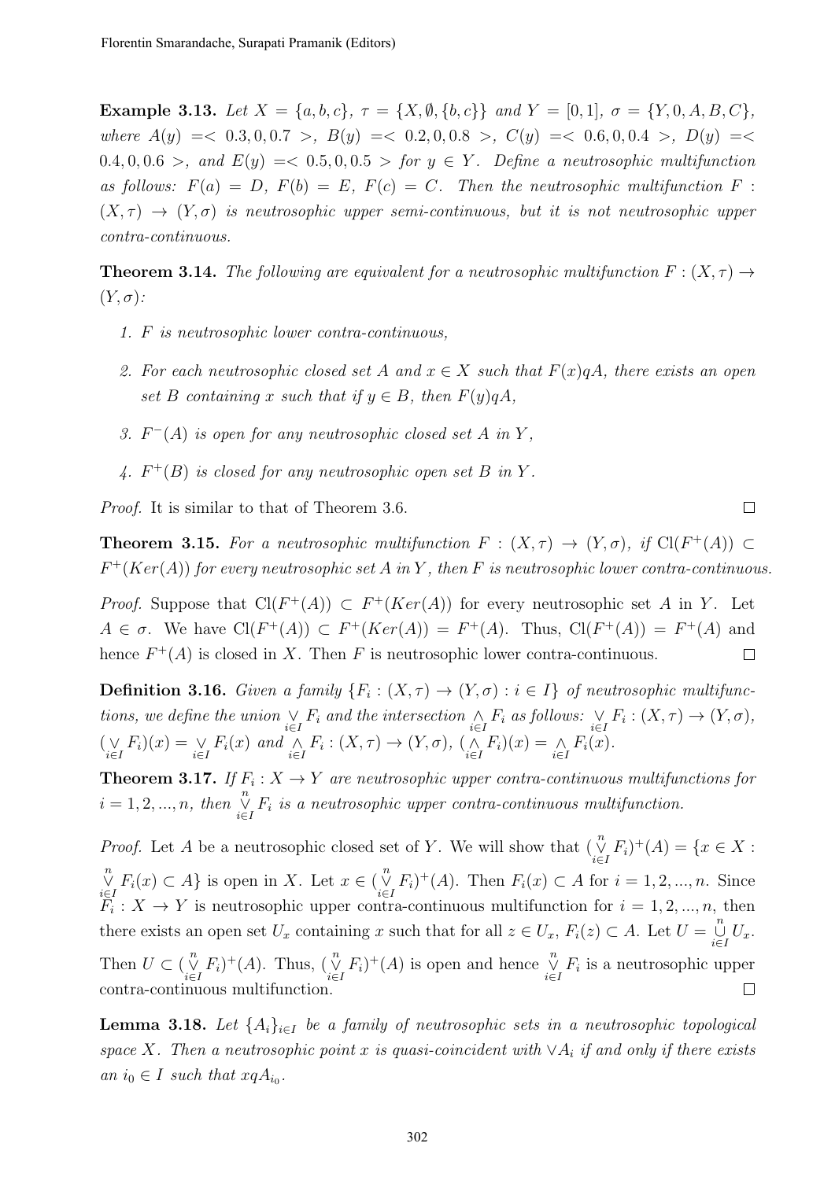**Example 3.13.** *Let $X = \{a, b, c\}$, $\tau = \{X, \emptyset, \{b, c\}\}$ and $Y = [0, 1]$, $\sigma = \{Y, 0, A, B, C\}$, where $A(y) =< 0.3, 0, 0.7 >$, $B(y) =< 0.2, 0, 0.8 >$, $C(y) =< 0.6, 0, 0.4 >$, $D(y) =< 0.4, 0, 0.6 >$, and $E(y) =< 0.5, 0, 0.5 >$ for $y \in Y$. Define a neutrosophic multifunction as follows: $F(a) = D$, $F(b) = E$, $F(c) = C$. Then the neutrosophic multifunction $F : (X, \tau) \to (Y, \sigma)$ is neutrosophic upper semi-continuous, but it is not neutrosophic upper contra-continuous.*

**Theorem 3.14.** *The following are equivalent for a neutrosophic multifunction $F : (X, \tau) \to (Y, \sigma)$:*

1. *$F$ is neutrosophic lower contra-continuous,*
2. *For each neutrosophic closed set $A$ and $x \in X$ such that $F(x)qA$, there exists an open set $B$ containing $x$ such that if $y \in B$, then $F(y)qA$,*
3. *$F^{-}(A)$ is open for any neutrosophic closed set $A$ in $Y$,*
4. *$F^{+}(B)$ is closed for any neutrosophic open set $B$ in $Y$.*

*Proof.* It is similar to that of Theorem 3.6. $\square$

**Theorem 3.15.** *For a neutrosophic multifunction $F : (X, \tau) \to (Y, \sigma)$, if $\mathrm{Cl}(F^{+}(A)) \subset F^{+}(Ker(A))$ for every neutrosophic set $A$ in $Y$, then $F$ is neutrosophic lower contra-continuous.*

*Proof.* Suppose that $\mathrm{Cl}(F^{+}(A)) \subset F^{+}(Ker(A))$ for every neutrosophic set $A$ in $Y$. Let $A \in \sigma$. We have $\mathrm{Cl}(F^{+}(A)) \subset F^{+}(Ker(A)) = F^{+}(A)$. Thus, $\mathrm{Cl}(F^{+}(A)) = F^{+}(A)$ and hence $F^{+}(A)$ is closed in $X$. Then $F$ is neutrosophic lower contra-continuous. $\square$

**Definition 3.16.** *Given a family $\{F_i : (X, \tau) \to (Y, \sigma) : i \in I\}$ of neutrosophic multifunctions, we define the union $\underset{i\in I}{\vee} F_i$ and the intersection $\underset{i\in I}{\wedge} F_i$ as follows: $\underset{i\in I}{\vee} F_i : (X, \tau) \to (Y, \sigma)$, $(\underset{i\in I}{\vee} F_i)(x) = \underset{i\in I}{\vee} F_i(x)$ and $\underset{i\in I}{\wedge} F_i : (X, \tau) \to (Y, \sigma)$, $(\underset{i\in I}{\wedge} F_i)(x) = \underset{i\in I}{\wedge} F_i(x)$.*

**Theorem 3.17.** *If $F_i : X \to Y$ are neutrosophic upper contra-continuous multifunctions for $i = 1, 2, ..., n$, then $\overset{n}{\underset{i\in I}{\vee}} F_i$ is a neutrosophic upper contra-continuous multifunction.*

*Proof.* Let $A$ be a neutrosophic closed set of $Y$. We will show that $(\overset{n}{\underset{i\in I}{\vee}} F_i)^{+}(A) = \{x \in X : \overset{n}{\underset{i\in I}{\vee}} F_i(x) \subset A\}$ is open in $X$. Let $x \in (\overset{n}{\underset{i\in I}{\vee}} F_i)^{+}(A)$. Then $F_i(x) \subset A$ for $i = 1, 2, ..., n$. Since $F_i : X \to Y$ is neutrosophic upper contra-continuous multifunction for $i = 1, 2, ..., n$, then there exists an open set $U_x$ containing $x$ such that for all $z \in U_x$, $F_i(z) \subset A$. Let $U = \overset{n}{\underset{i\in I}{\cup}} U_x$. Then $U \subset (\overset{n}{\underset{i\in I}{\vee}} F_i)^{+}(A)$. Thus, $(\overset{n}{\underset{i\in I}{\vee}} F_i)^{+}(A)$ is open and hence $\overset{n}{\underset{i\in I}{\vee}} F_i$ is a neutrosophic upper contra-continuous multifunction. $\square$

**Lemma 3.18.** *Let $\{A_i\}_{i\in I}$ be a family of neutrosophic sets in a neutrosophic topological space $X$. Then a neutrosophic point $x$ is quasi-coincident with $\vee A_i$ if and only if there exists an $i_0 \in I$ such that $xqA_{i_0}$.*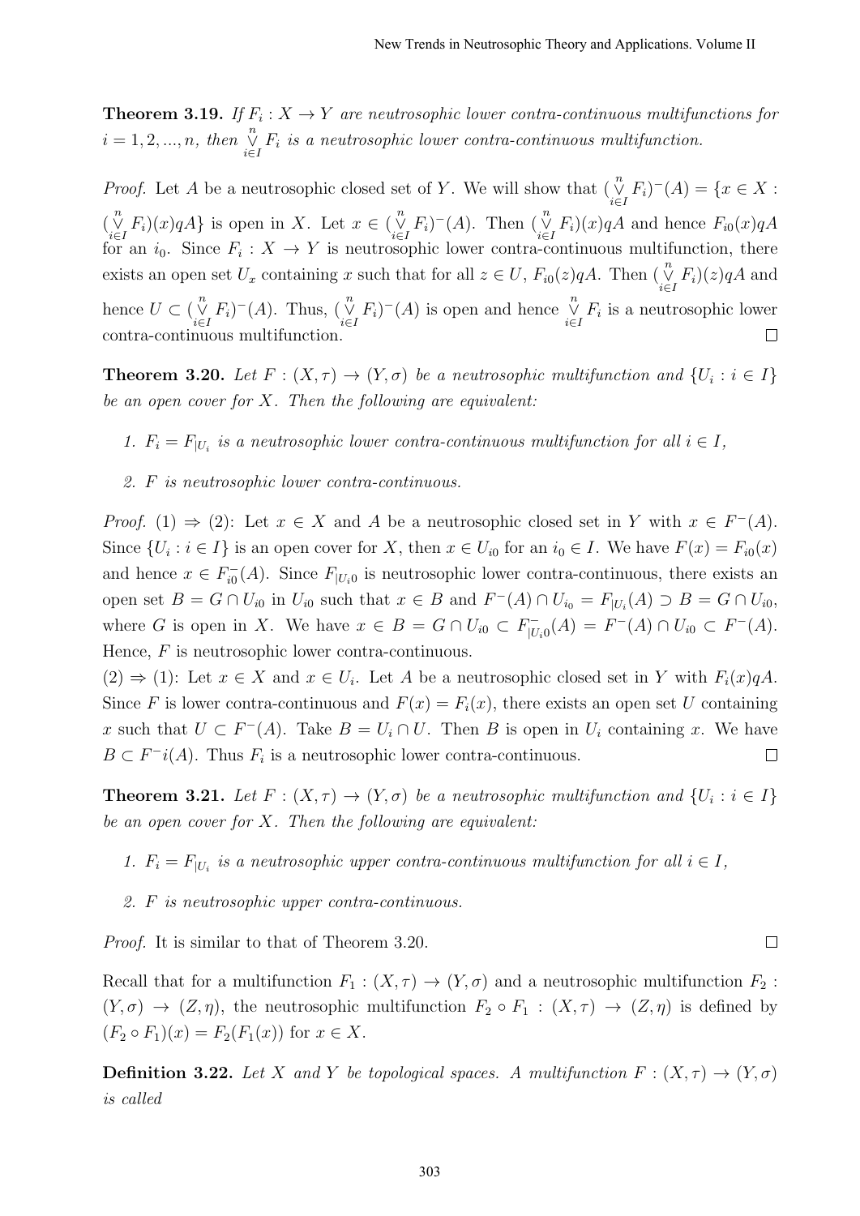**Theorem 3.19.** *If $F_i : X \to Y$ are neutrosophic lower contra-continuous multifunctions for $i = 1, 2, ..., n$, then $\overset{n}{\underset{i \in I}{\vee}} F_i$ is a neutrosophic lower contra-continuous multifunction.*

*Proof.* Let $A$ be a neutrosophic closed set of $Y$. We will show that $(\overset{n}{\underset{i \in I}{\vee}} F_i)^-(A) = \{x \in X : (\overset{n}{\underset{i \in I}{\vee}} F_i)(x)qA\}$ is open in $X$. Let $x \in (\overset{n}{\underset{i \in I}{\vee}} F_i)^-(A)$. Then $(\overset{n}{\underset{i \in I}{\vee}} F_i)(x)qA$ and hence $F_{i0}(x)qA$ for an $i_0$. Since $F_i : X \to Y$ is neutrosophic lower contra-continuous multifunction, there exists an open set $U_x$ containing $x$ such that for all $z \in U$, $F_{i0}(z)qA$. Then $(\overset{n}{\underset{i \in I}{\vee}} F_i)(z)qA$ and hence $U \subset (\overset{n}{\underset{i \in I}{\vee}} F_i)^-(A)$. Thus, $(\overset{n}{\underset{i \in I}{\vee}} F_i)^-(A)$ is open and hence $\overset{n}{\underset{i \in I}{\vee}} F_i$ is a neutrosophic lower contra-continuous multifunction. □

**Theorem 3.20.** *Let $F : (X, \tau) \to (Y, \sigma)$ be a neutrosophic multifunction and $\{U_i : i \in I\}$ be an open cover for $X$. Then the following are equivalent:*

1. *$F_i = F_{|U_i}$ is a neutrosophic lower contra-continuous multifunction for all $i \in I$,*
2. *$F$ is neutrosophic lower contra-continuous.*

*Proof.* (1) $\Rightarrow$ (2): Let $x \in X$ and $A$ be a neutrosophic closed set in $Y$ with $x \in F^-(A)$. Since $\{U_i : i \in I\}$ is an open cover for $X$, then $x \in U_{i0}$ for an $i_0 \in I$. We have $F(x) = F_{i0}(x)$ and hence $x \in F^-_{i0}(A)$. Since $F_{|U_i0}$ is neutrosophic lower contra-continuous, there exists an open set $B = G \cap U_{i0}$ in $U_{i0}$ such that $x \in B$ and $F^-(A) \cap U_{i_0} = F_{|U_i}(A) \supset B = G \cap U_{i0}$, where $G$ is open in $X$. We have $x \in B = G \cap U_{i0} \subset F^-_{|U_i0}(A) = F^-(A) \cap U_{i0} \subset F^-(A)$. Hence, $F$ is neutrosophic lower contra-continuous.

(2) $\Rightarrow$ (1): Let $x \in X$ and $x \in U_i$. Let $A$ be a neutrosophic closed set in $Y$ with $F_i(x)qA$. Since $F$ is lower contra-continuous and $F(x) = F_i(x)$, there exists an open set $U$ containing $x$ such that $U \subset F^-(A)$. Take $B = U_i \cap U$. Then $B$ is open in $U_i$ containing $x$. We have $B \subset F^-i(A)$. Thus $F_i$ is a neutrosophic lower contra-continuous. □

**Theorem 3.21.** *Let $F : (X, \tau) \to (Y, \sigma)$ be a neutrosophic multifunction and $\{U_i : i \in I\}$ be an open cover for $X$. Then the following are equivalent:*

1. *$F_i = F_{|U_i}$ is a neutrosophic upper contra-continuous multifunction for all $i \in I$,*
2. *$F$ is neutrosophic upper contra-continuous.*

*Proof.* It is similar to that of Theorem 3.20. □

Recall that for a multifunction $F_1 : (X, \tau) \to (Y, \sigma)$ and a neutrosophic multifunction $F_2 : (Y, \sigma) \to (Z, \eta)$, the neutrosophic multifunction $F_2 \circ F_1 : (X, \tau) \to (Z, \eta)$ is defined by $(F_2 \circ F_1)(x) = F_2(F_1(x))$ for $x \in X$.

**Definition 3.22.** *Let $X$ and $Y$ be topological spaces. A multifunction $F : (X, \tau) \to (Y, \sigma)$ is called*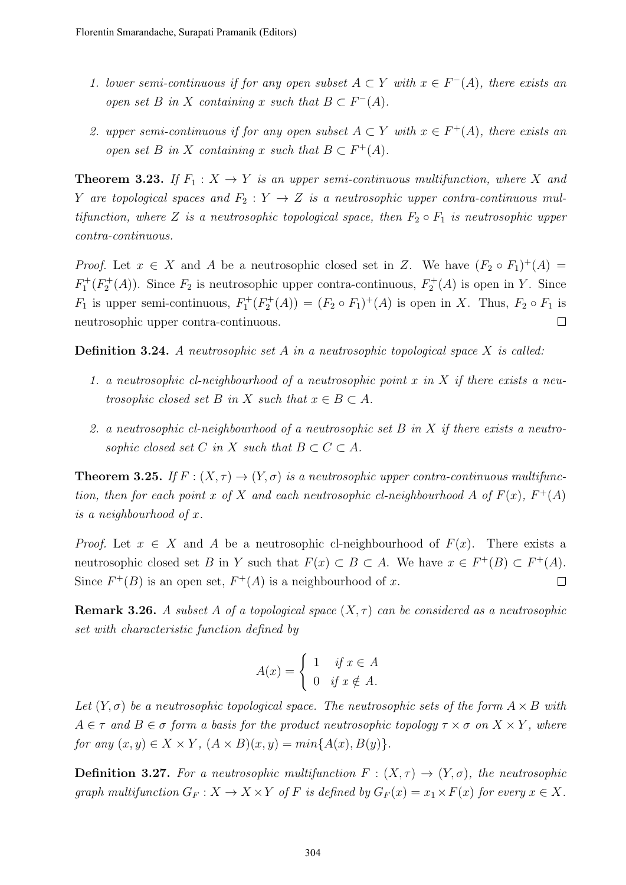1. *lower semi-continuous if for any open subset $A \subset Y$ with $x \in F^{-}(A)$, there exists an open set $B$ in $X$ containing $x$ such that $B \subset F^{-}(A)$.*

2. *upper semi-continuous if for any open subset $A \subset Y$ with $x \in F^{+}(A)$, there exists an open set $B$ in $X$ containing $x$ such that $B \subset F^{+}(A)$.*

**Theorem 3.23.** *If $F_1 : X \to Y$ is an upper semi-continuous multifunction, where $X$ and $Y$ are topological spaces and $F_2 : Y \to Z$ is a neutrosophic upper contra-continuous multifunction, where $Z$ is a neutrosophic topological space, then $F_2 \circ F_1$ is neutrosophic upper contra-continuous.*

*Proof.* Let $x \in X$ and $A$ be a neutrosophic closed set in $Z$. We have $(F_2 \circ F_1)^{+}(A) = F_1^{+}(F_2^{+}(A))$. Since $F_2$ is neutrosophic upper contra-continuous, $F_2^{+}(A)$ is open in $Y$. Since $F_1$ is upper semi-continuous, $F_1^{+}(F_2^{+}(A)) = (F_2 \circ F_1)^{+}(A)$ is open in $X$. Thus, $F_2 \circ F_1$ is neutrosophic upper contra-continuous. □

**Definition 3.24.** *A neutrosophic set $A$ in a neutrosophic topological space $X$ is called:*

1. *a neutrosophic cl-neighbourhood of a neutrosophic point $x$ in $X$ if there exists a neutrosophic closed set $B$ in $X$ such that $x \in B \subset A$.*

2. *a neutrosophic cl-neighbourhood of a neutrosophic set $B$ in $X$ if there exists a neutrosophic closed set $C$ in $X$ such that $B \subset C \subset A$.*

**Theorem 3.25.** *If $F : (X, \tau) \to (Y, \sigma)$ is a neutrosophic upper contra-continuous multifunction, then for each point $x$ of $X$ and each neutrosophic cl-neighbourhood $A$ of $F(x)$, $F^{+}(A)$ is a neighbourhood of $x$.*

*Proof.* Let $x \in X$ and $A$ be a neutrosophic cl-neighbourhood of $F(x)$. There exists a neutrosophic closed set $B$ in $Y$ such that $F(x) \subset B \subset A$. We have $x \in F^{+}(B) \subset F^{+}(A)$. Since $F^{+}(B)$ is an open set, $F^{+}(A)$ is a neighbourhood of $x$. □

**Remark 3.26.** *A subset $A$ of a topological space $(X, \tau)$ can be considered as a neutrosophic set with characteristic function defined by*

$$A(x) = \begin{cases} 1 & \text{if } x \in A \\ 0 & \text{if } x \notin A. \end{cases}$$

*Let $(Y, \sigma)$ be a neutrosophic topological space. The neutrosophic sets of the form $A \times B$ with $A \in \tau$ and $B \in \sigma$ form a basis for the product neutrosophic topology $\tau \times \sigma$ on $X \times Y$, where for any $(x, y) \in X \times Y$, $(A \times B)(x, y) = min\{A(x), B(y)\}$.*

**Definition 3.27.** *For a neutrosophic multifunction $F : (X, \tau) \to (Y, \sigma)$, the neutrosophic graph multifunction $G_F : X \to X \times Y$ of $F$ is defined by $G_F(x) = x_1 \times F(x)$ for every $x \in X$.*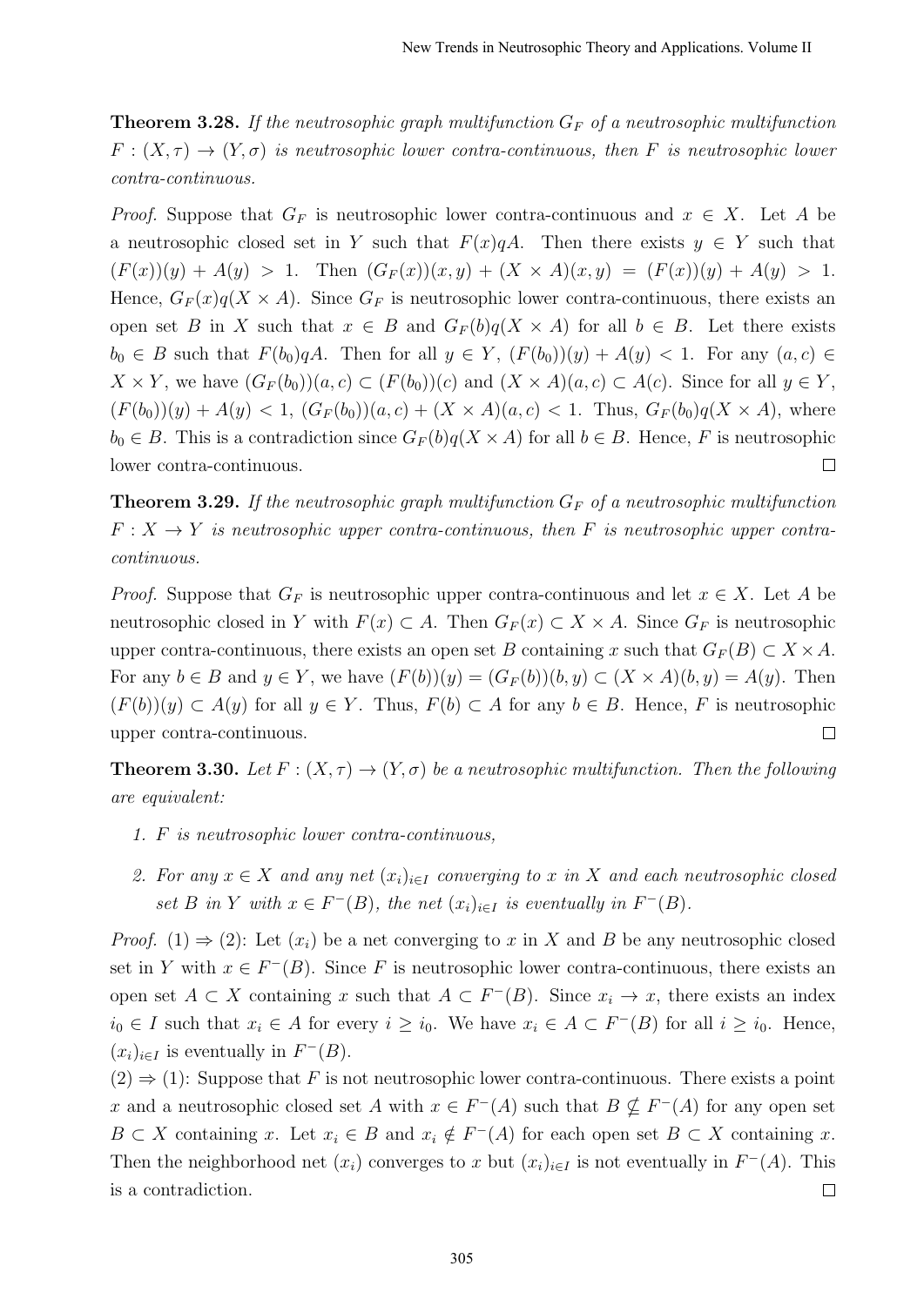**Theorem 3.28.** *If the neutrosophic graph multifunction $G_F$ of a neutrosophic multifunction $F : (X, \tau) \to (Y, \sigma)$ is neutrosophic lower contra-continuous, then $F$ is neutrosophic lower contra-continuous.*

*Proof.* Suppose that $G_F$ is neutrosophic lower contra-continuous and $x \in X$. Let $A$ be a neutrosophic closed set in $Y$ such that $F(x)qA$. Then there exists $y \in Y$ such that $(F(x))(y) + A(y) > 1$. Then $(G_F(x))(x, y) + (X \times A)(x, y) = (F(x))(y) + A(y) > 1$. Hence, $G_F(x)q(X \times A)$. Since $G_F$ is neutrosophic lower contra-continuous, there exists an open set $B$ in $X$ such that $x \in B$ and $G_F(b)q(X \times A)$ for all $b \in B$. Let there exists $b_0 \in B$ such that $F(b_0)qA$. Then for all $y \in Y$, $(F(b_0))(y) + A(y) < 1$. For any $(a, c) \in X \times Y$, we have $(G_F(b_0))(a, c) \subset (F(b_0))(c)$ and $(X \times A)(a, c) \subset A(c)$. Since for all $y \in Y$, $(F(b_0))(y) + A(y) < 1$, $(G_F(b_0))(a, c) + (X \times A)(a, c) < 1$. Thus, $G_F(b_0)q(X \times A)$, where $b_0 \in B$. This is a contradiction since $G_F(b)q(X \times A)$ for all $b \in B$. Hence, $F$ is neutrosophic lower contra-continuous. □

**Theorem 3.29.** *If the neutrosophic graph multifunction $G_F$ of a neutrosophic multifunction $F : X \to Y$ is neutrosophic upper contra-continuous, then $F$ is neutrosophic upper contra-continuous.*

*Proof.* Suppose that $G_F$ is neutrosophic upper contra-continuous and let $x \in X$. Let $A$ be neutrosophic closed in $Y$ with $F(x) \subset A$. Then $G_F(x) \subset X \times A$. Since $G_F$ is neutrosophic upper contra-continuous, there exists an open set $B$ containing $x$ such that $G_F(B) \subset X \times A$. For any $b \in B$ and $y \in Y$, we have $(F(b))(y) = (G_F(b))(b, y) \subset (X \times A)(b, y) = A(y)$. Then $(F(b))(y) \subset A(y)$ for all $y \in Y$. Thus, $F(b) \subset A$ for any $b \in B$. Hence, $F$ is neutrosophic upper contra-continuous. □

**Theorem 3.30.** *Let $F : (X, \tau) \to (Y, \sigma)$ be a neutrosophic multifunction. Then the following are equivalent:*

1. *$F$ is neutrosophic lower contra-continuous,*
2. *For any $x \in X$ and any net $(x_i)_{i \in I}$ converging to $x$ in $X$ and each neutrosophic closed set $B$ in $Y$ with $x \in F^-(B)$, the net $(x_i)_{i \in I}$ is eventually in $F^-(B)$.*

*Proof.* $(1) \Rightarrow (2)$: Let $(x_i)$ be a net converging to $x$ in $X$ and $B$ be any neutrosophic closed set in $Y$ with $x \in F^-(B)$. Since $F$ is neutrosophic lower contra-continuous, there exists an open set $A \subset X$ containing $x$ such that $A \subset F^-(B)$. Since $x_i \to x$, there exists an index $i_0 \in I$ such that $x_i \in A$ for every $i \geq i_0$. We have $x_i \in A \subset F^-(B)$ for all $i \geq i_0$. Hence, $(x_i)_{i \in I}$ is eventually in $F^-(B)$.

$(2) \Rightarrow (1)$: Suppose that $F$ is not neutrosophic lower contra-continuous. There exists a point $x$ and a neutrosophic closed set $A$ with $x \in F^-(A)$ such that $B \nsubseteq F^-(A)$ for any open set $B \subset X$ containing $x$. Let $x_i \in B$ and $x_i \notin F^-(B)$ for each open set $B \subset X$ containing $x$. Then the neighborhood net $(x_i)$ converges to $x$ but $(x_i)_{i \in I}$ is not eventually in $F^-(A)$. This is a contradiction. □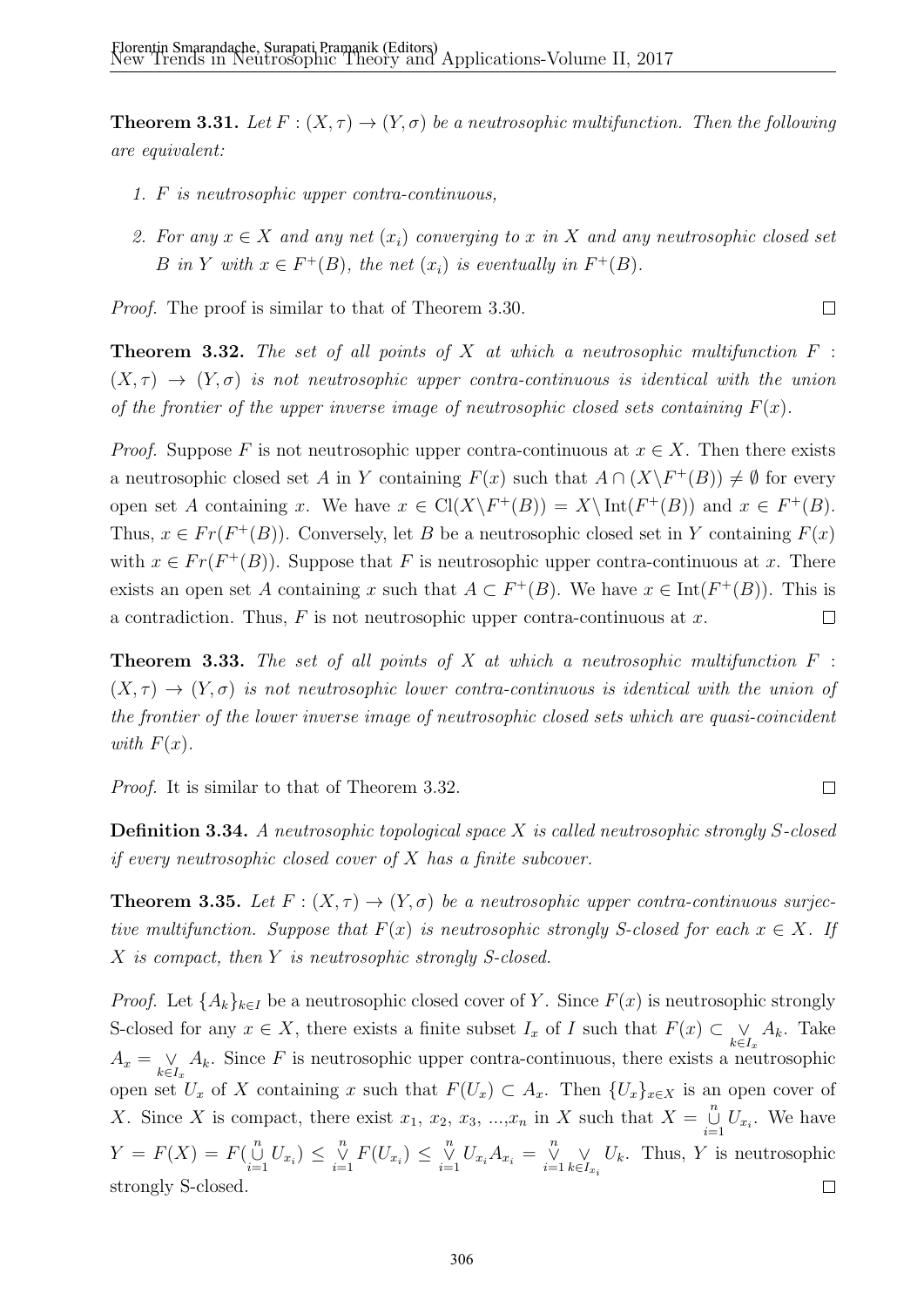**Theorem 3.31.** *Let $F : (X, \tau) \to (Y, \sigma)$ be a neutrosophic multifunction. Then the following are equivalent:*

1. *$F$ is neutrosophic upper contra-continuous,*
2. *For any $x \in X$ and any net $(x_i)$ converging to $x$ in $X$ and any neutrosophic closed set $B$ in $Y$ with $x \in F^+(B)$, the net $(x_i)$ is eventually in $F^+(B)$.*

*Proof.* The proof is similar to that of Theorem 3.30. $\square$

**Theorem 3.32.** *The set of all points of $X$ at which a neutrosophic multifunction $F : (X, \tau) \to (Y, \sigma)$ is not neutrosophic upper contra-continuous is identical with the union of the frontier of the upper inverse image of neutrosophic closed sets containing $F(x)$.*

*Proof.* Suppose $F$ is not neutrosophic upper contra-continuous at $x \in X$. Then there exists a neutrosophic closed set $A$ in $Y$ containing $F(x)$ such that $A \cap (X \backslash F^+(B)) \neq \emptyset$ for every open set $A$ containing $x$. We have $x \in \text{Cl}(X \backslash F^+(B)) = X \backslash \text{Int}(F^+(B))$ and $x \in F^+(B)$. Thus, $x \in Fr(F^+(B))$. Conversely, let $B$ be a neutrosophic closed set in $Y$ containing $F(x)$ with $x \in Fr(F^+(B))$. Suppose that $F$ is neutrosophic upper contra-continuous at $x$. There exists an open set $A$ containing $x$ such that $A \subset F^+(B)$. We have $x \in \text{Int}(F^+(B))$. This is a contradiction. Thus, $F$ is not neutrosophic upper contra-continuous at $x$. $\square$

**Theorem 3.33.** *The set of all points of $X$ at which a neutrosophic multifunction $F : (X, \tau) \to (Y, \sigma)$ is not neutrosophic lower contra-continuous is identical with the union of the frontier of the lower inverse image of neutrosophic closed sets which are quasi-coincident with $F(x)$.*

*Proof.* It is similar to that of Theorem 3.32. $\square$

**Definition 3.34.** *A neutrosophic topological space $X$ is called neutrosophic strongly $S$-closed if every neutrosophic closed cover of $X$ has a finite subcover.*

**Theorem 3.35.** *Let $F : (X, \tau) \to (Y, \sigma)$ be a neutrosophic upper contra-continuous surjective multifunction. Suppose that $F(x)$ is neutrosophic strongly S-closed for each $x \in X$. If $X$ is compact, then $Y$ is neutrosophic strongly S-closed.*

*Proof.* Let $\{A_k\}_{k \in I}$ be a neutrosophic closed cover of $Y$. Since $F(x)$ is neutrosophic strongly S-closed for any $x \in X$, there exists a finite subset $I_x$ of $I$ such that $F(x) \subset \underset{k \in I_x}{\vee} A_k$. Take $A_x = \underset{k \in I_x}{\vee} A_k$. Since $F$ is neutrosophic upper contra-continuous, there exists a neutrosophic open set $U_x$ of $X$ containing $x$ such that $F(U_x) \subset A_x$. Then $\{U_x\}_{x \in X}$ is an open cover of $X$. Since $X$ is compact, there exist $x_1$, $x_2$, $x_3$, ...,$x_n$ in $X$ such that $X = \overset{n}{\underset{i=1}{\cup}} U_{x_i}$. We have $Y = F(X) = F(\overset{n}{\underset{i=1}{\cup}} U_{x_i}) \leq \overset{n}{\underset{i=1}{\vee}} F(U_{x_i}) \leq \overset{n}{\underset{i=1}{\vee}} U_{x_i} A_{x_i} = \overset{n}{\underset{i=1}{\vee}} \underset{k \in I_{x_i}}{\vee} U_k$. Thus, $Y$ is neutrosophic strongly S-closed. $\square$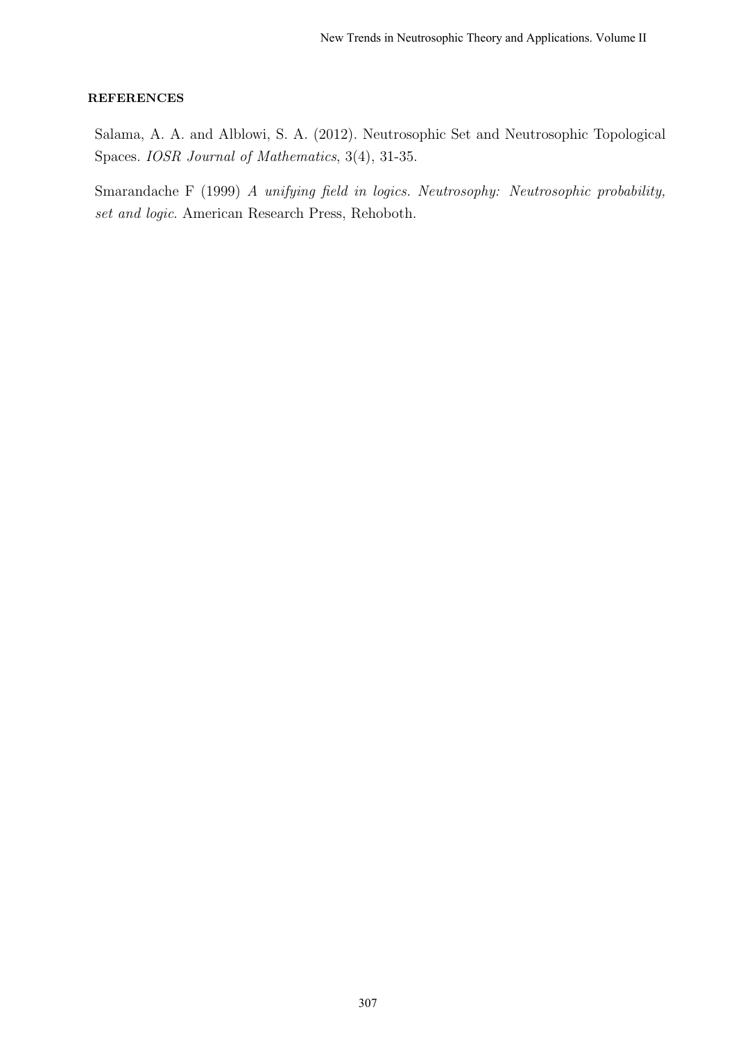**REFERENCES**

Salama, A. A. and Alblowi, S. A. (2012). Neutrosophic Set and Neutrosophic Topological Spaces. *IOSR Journal of Mathematics*, 3(4), 31-35.

Smarandache F (1999) *A unifying field in logics. Neutrosophy: Neutrosophic probability, set and logic*. American Research Press, Rehoboth.